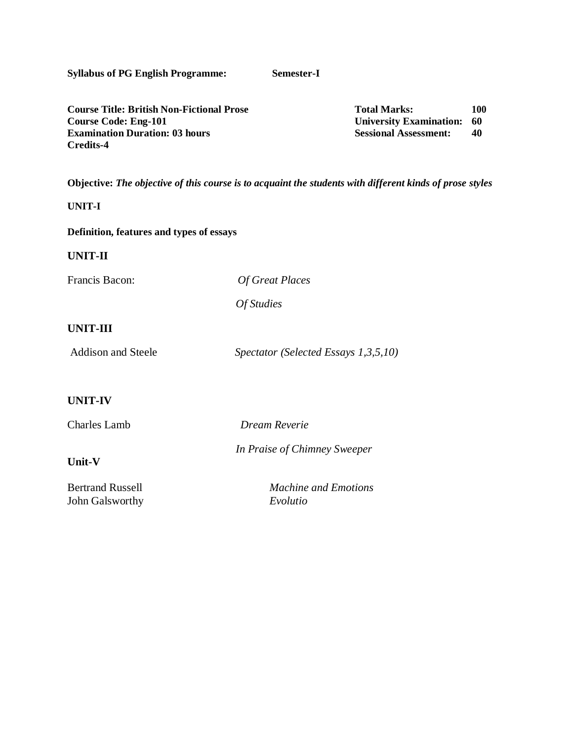**Syllabus of PG English Programme: Semester-I**

**Course Title: British Non-Fictional Prose**
**Course Code: Eng-101**
**Examination Duration: 03 hours**
**Credits-4**

**Total Marks: 100**
**University Examination: 60**
**Sessional Assessment: 40**

**Objective:** ***The objective of this course is to acquaint the students with different kinds of prose styles***

**UNIT-I**

**Definition, features and types of essays**

**UNIT-II**

Francis Bacon: *Of Great Places*

*Of Studies*

**UNIT-III**

Addison and Steele *Spectator (Selected Essays 1,3,5,10)*

**UNIT-IV**

Charles Lamb *Dream Reverie*

*In Praise of Chimney Sweeper*

**Unit-V**

Bertrand Russell *Machine and Emotions*
John Galsworthy *Evolutio*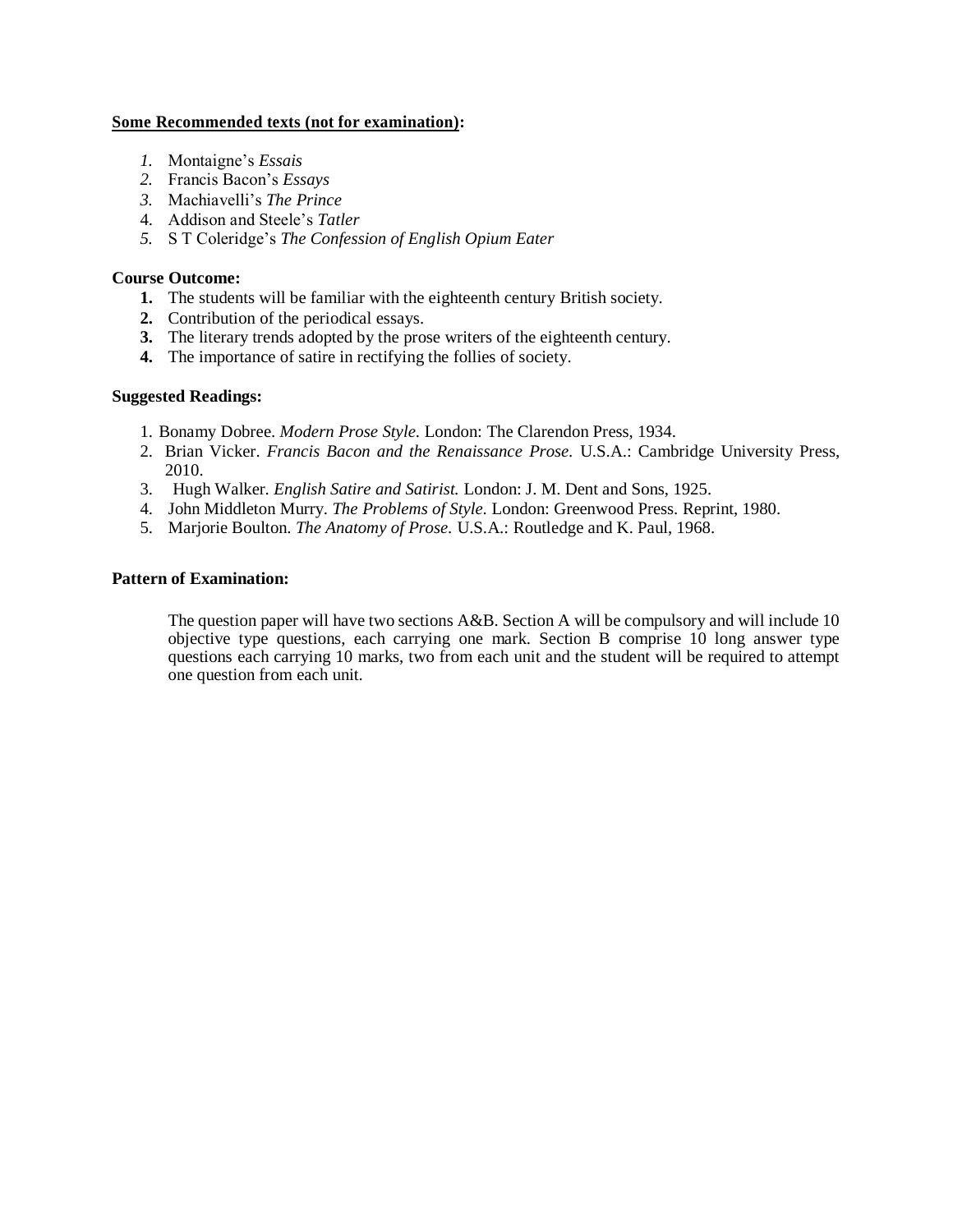**<u>Some Recommended texts (not for examination)</u>:**

1. Montaigne's *Essais*
2. Francis Bacon's *Essays*
3. Machiavelli's *The Prince*
4. Addison and Steele's *Tatler*
5. S T Coleridge's *The Confession of English Opium Eater*

**Course Outcome:**

1. The students will be familiar with the eighteenth century British society.
2. Contribution of the periodical essays.
3. The literary trends adopted by the prose writers of the eighteenth century.
4. The importance of satire in rectifying the follies of society.

**Suggested Readings:**

1. Bonamy Dobree. *Modern Prose Style.* London: The Clarendon Press, 1934.
2. Brian Vicker. *Francis Bacon and the Renaissance Prose.* U.S.A.: Cambridge University Press, 2010.
3. Hugh Walker. *English Satire and Satirist.* London: J. M. Dent and Sons, 1925.
4. John Middleton Murry. *The Problems of Style.* London: Greenwood Press. Reprint, 1980.
5. Marjorie Boulton. *The Anatomy of Prose.* U.S.A.: Routledge and K. Paul, 1968.

**Pattern of Examination:**

The question paper will have two sections A&B. Section A will be compulsory and will include 10 objective type questions, each carrying one mark. Section B comprise 10 long answer type questions each carrying 10 marks, two from each unit and the student will be required to attempt one question from each unit.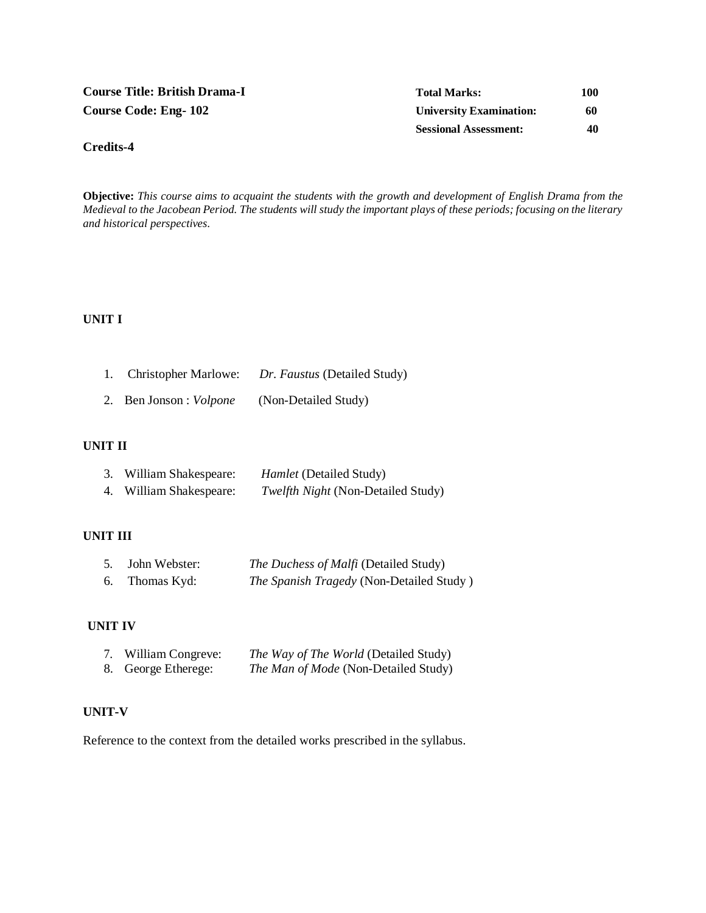**Course Title: British Drama-I**
**Course Code: Eng- 102**

| | |
|---|---|
| **Total Marks:** | **100** |
| **University Examination:** | **60** |
| **Sessional Assessment:** | **40** |

**Credits-4**

**Objective:** *This course aims to acquaint the students with the growth and development of English Drama from the Medieval to the Jacobean Period. The students will study the important plays of these periods; focusing on the literary and historical perspectives.*

**UNIT I**

1. Christopher Marlowe: *Dr. Faustus* (Detailed Study)
2. Ben Jonson : *Volpone* (Non-Detailed Study)

**UNIT II**

3. William Shakespeare: *Hamlet* (Detailed Study)
4. William Shakespeare: *Twelfth Night* (Non-Detailed Study)

**UNIT III**

5. John Webster: *The Duchess of Malfi* (Detailed Study)
6. Thomas Kyd: *The Spanish Tragedy* (Non-Detailed Study )

**UNIT IV**

7. William Congreve: *The Way of The World* (Detailed Study)
8. George Etherege: *The Man of Mode* (Non-Detailed Study)

**UNIT-V**

Reference to the context from the detailed works prescribed in the syllabus.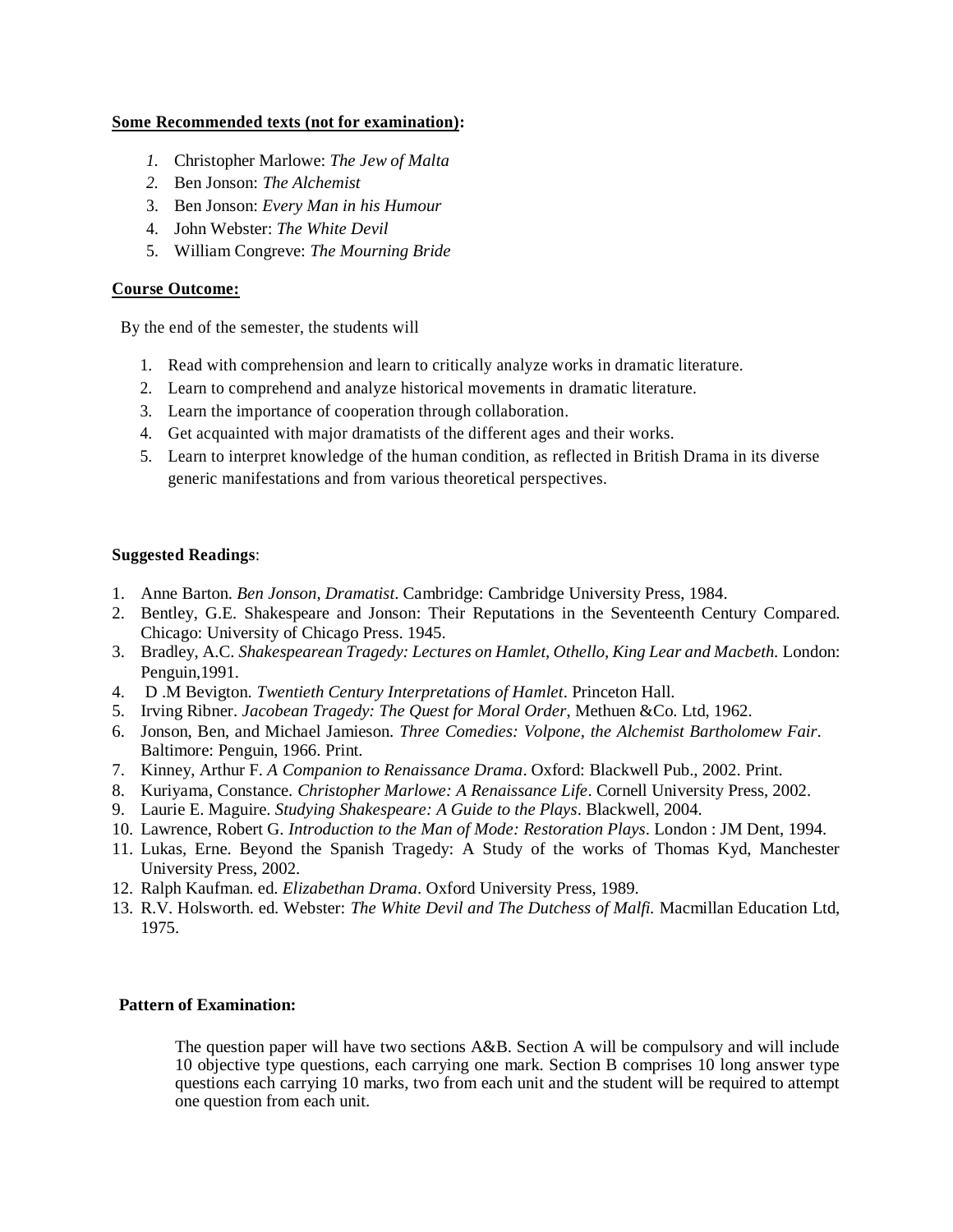**<u>Some Recommended texts (not for examination)</u>:**

1. Christopher Marlowe: *The Jew of Malta*
2. Ben Jonson: *The Alchemist*
3. Ben Jonson: *Every Man in his Humour*
4. John Webster: *The White Devil*
5. William Congreve: *The Mourning Bride*

**<u>Course Outcome:</u>**

By the end of the semester, the students will

1. Read with comprehension and learn to critically analyze works in dramatic literature.
2. Learn to comprehend and analyze historical movements in dramatic literature.
3. Learn the importance of cooperation through collaboration.
4. Get acquainted with major dramatists of the different ages and their works.
5. Learn to interpret knowledge of the human condition, as reflected in British Drama in its diverse generic manifestations and from various theoretical perspectives.

**Suggested Readings**:

1. Anne Barton. *Ben Jonson, Dramatist*. Cambridge: Cambridge University Press, 1984.
2. Bentley, G.E. Shakespeare and Jonson: Their Reputations in the Seventeenth Century Compared. Chicago: University of Chicago Press. 1945.
3. Bradley, A.C. *Shakespearean Tragedy: Lectures on Hamlet, Othello, King Lear and Macbeth.* London: Penguin,1991.
4. D .M Bevigton. *Twentieth Century Interpretations of Hamlet*. Princeton Hall.
5. Irving Ribner. *Jacobean Tragedy: The Quest for Moral Order*, Methuen &Co. Ltd, 1962.
6. Jonson, Ben, and Michael Jamieson. *Three Comedies: Volpone, the Alchemist Bartholomew Fair.* Baltimore: Penguin, 1966. Print.
7. Kinney, Arthur F. *A Companion to Renaissance Drama*. Oxford: Blackwell Pub., 2002. Print.
8. Kuriyama, Constance. *Christopher Marlowe: A Renaissance Life*. Cornell University Press, 2002.
9. Laurie E. Maguire. *Studying Shakespeare: A Guide to the Plays*. Blackwell, 2004.
10. Lawrence, Robert G. *Introduction to the Man of Mode: Restoration Plays*. London : JM Dent, 1994.
11. Lukas, Erne. Beyond the Spanish Tragedy: A Study of the works of Thomas Kyd, Manchester University Press, 2002.
12. Ralph Kaufman. ed. *Elizabethan Drama*. Oxford University Press, 1989.
13. R.V. Holsworth. ed. Webster: *The White Devil and The Dutchess of Malfi.* Macmillan Education Ltd, 1975.

**Pattern of Examination:**

The question paper will have two sections A&B. Section A will be compulsory and will include 10 objective type questions, each carrying one mark. Section B comprises 10 long answer type questions each carrying 10 marks, two from each unit and the student will be required to attempt one question from each unit.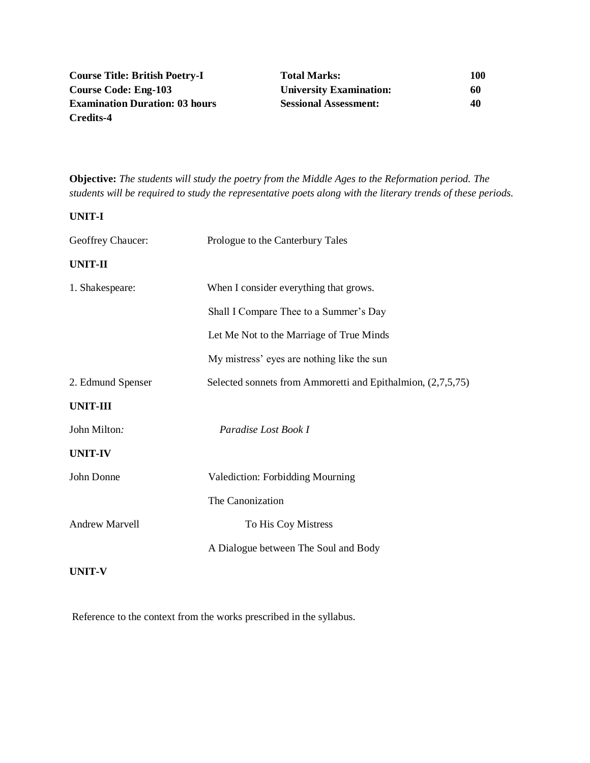| | | | |
|---|---|---|---|
| **Course Title: British Poetry-I** | | **Total Marks:** | **100** |
| **Course Code: Eng-103** | | **University Examination:** | **60** |
| **Examination Duration: 03 hours** | | **Sessional Assessment:** | **40** |
| **Credits-4** | | | |

**Objective:** *The students will study the poetry from the Middle Ages to the Reformation period. The students will be required to study the representative poets along with the literary trends of these periods.*

**UNIT-I**

| | |
|---|---|
| Geoffrey Chaucer: | Prologue to the Canterbury Tales |

**UNIT-II**

| | |
|---|---|
| 1. Shakespeare: | When I consider everything that grows. |
| | Shall I Compare Thee to a Summer's Day |
| | Let Me Not to the Marriage of True Minds |
| | My mistress' eyes are nothing like the sun |
| 2. Edmund Spenser | Selected sonnets from Ammoretti and Epithalmion, (2,7,5,75) |

**UNIT-III**

| | |
|---|---|
| John Milton*:* | *Paradise Lost Book I* |

**UNIT-IV**

| | |
|---|---|
| John Donne | Valediction: Forbidding Mourning |
| | The Canonization |
| Andrew Marvell | To His Coy Mistress |
| | A Dialogue between The Soul and Body |

**UNIT-V**

Reference to the context from the works prescribed in the syllabus.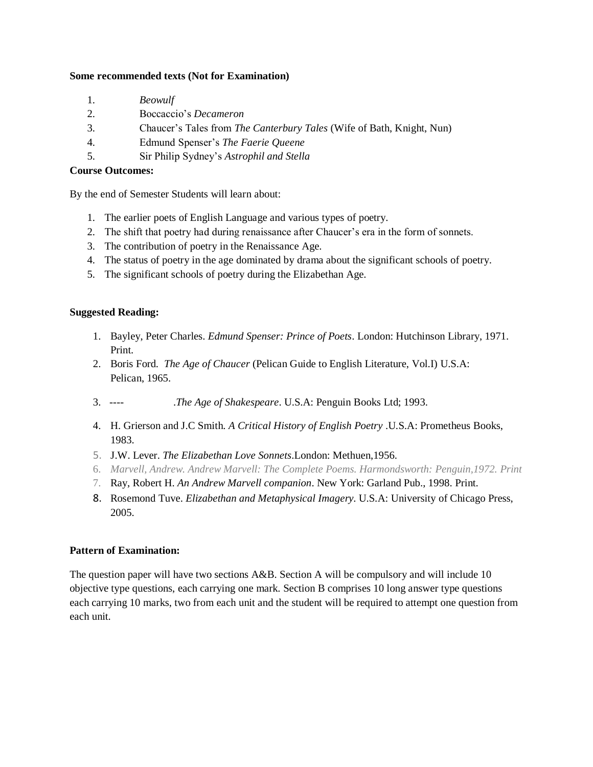**Some recommended texts (Not for Examination)**

1. *Beowulf*
2. Boccaccio's *Decameron*
3. Chaucer's Tales from *The Canterbury Tales* (Wife of Bath, Knight, Nun)
4. Edmund Spenser's *The Faerie Queene*
5. Sir Philip Sydney's *Astrophil and Stella*

**Course Outcomes:**

By the end of Semester Students will learn about:

1. The earlier poets of English Language and various types of poetry.
2. The shift that poetry had during renaissance after Chaucer's era in the form of sonnets.
3. The contribution of poetry in the Renaissance Age.
4. The status of poetry in the age dominated by drama about the significant schools of poetry.
5. The significant schools of poetry during the Elizabethan Age.

**Suggested Reading:**

1. Bayley, Peter Charles. *Edmund Spenser: Prince of Poets*. London: Hutchinson Library, 1971. Print.
2. Boris Ford. *The Age of Chaucer* (Pelican Guide to English Literature, Vol.I) U.S.A: Pelican, 1965.
3. ---- .*The Age of Shakespeare*. U.S.A: Penguin Books Ltd; 1993.
4. H. Grierson and J.C Smith. *A Critical History of English Poetry* .U.S.A: Prometheus Books, 1983.
5. J.W. Lever. *The Elizabethan Love Sonnets*.London: Methuen,1956.
6. *Marvell, Andrew. Andrew Marvell: The Complete Poems. Harmondsworth: Penguin,1972. Print*
7. Ray, Robert H. *An Andrew Marvell companion*. New York: Garland Pub., 1998. Print.
8. Rosemond Tuve. *Elizabethan and Metaphysical Imagery*. U.S.A: University of Chicago Press, 2005.

**Pattern of Examination:**

The question paper will have two sections A&B. Section A will be compulsory and will include 10 objective type questions, each carrying one mark. Section B comprises 10 long answer type questions each carrying 10 marks, two from each unit and the student will be required to attempt one question from each unit.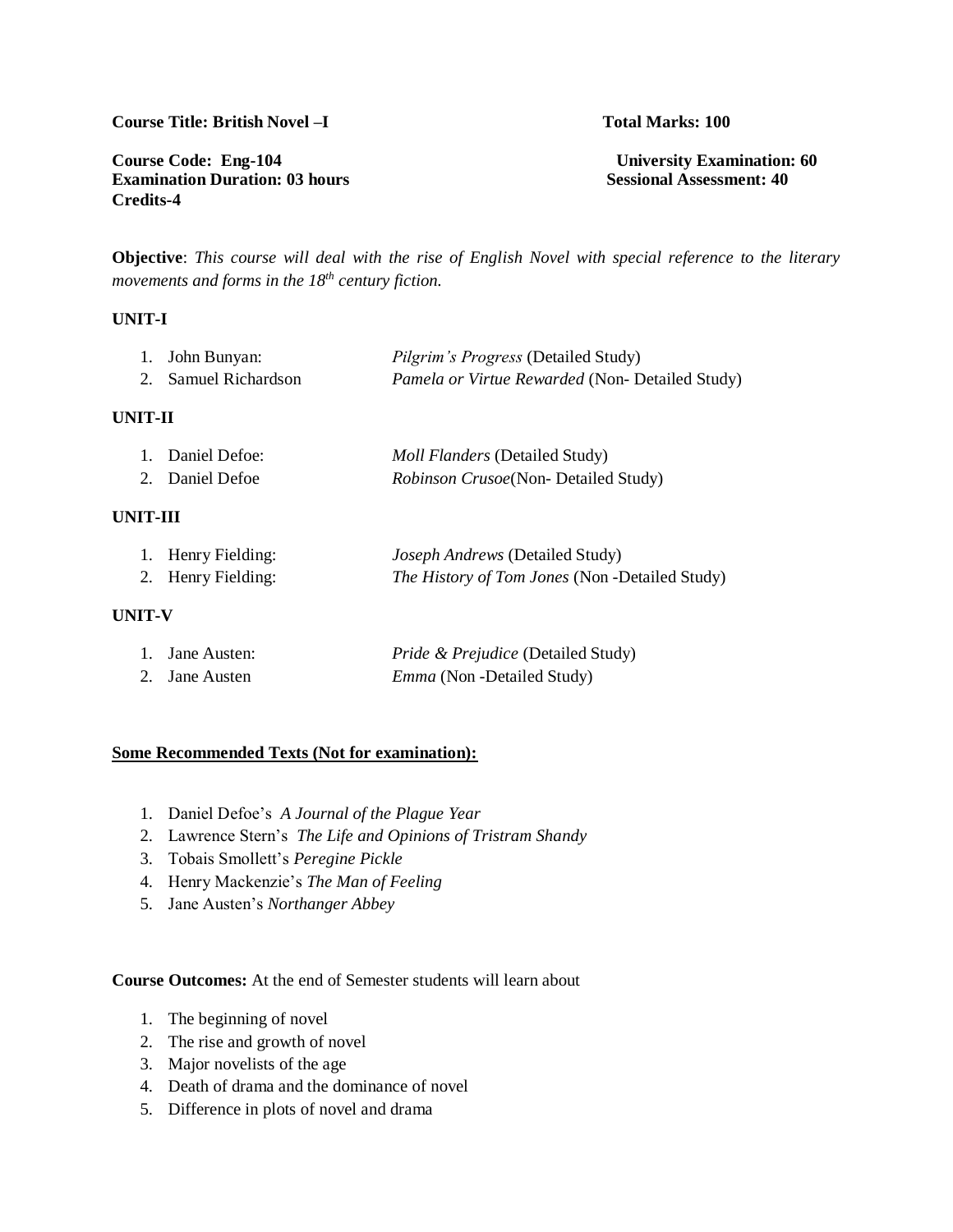**Course Title: British Novel –I** **Total Marks: 100**

**Course Code: Eng-104** **University Examination: 60**
**Examination Duration: 03 hours** **Sessional Assessment: 40**
**Credits-4**

**Objective**: *This course will deal with the rise of English Novel with special reference to the literary movements and forms in the 18$^{th}$ century fiction.*

**UNIT-I**

1. John Bunyan: *Pilgrim's Progress* (Detailed Study)
2. Samuel Richardson *Pamela or Virtue Rewarded* (Non- Detailed Study)

**UNIT-II**

1. Daniel Defoe: *Moll Flanders* (Detailed Study)
2. Daniel Defoe *Robinson Crusoe*(Non- Detailed Study)

**UNIT-III**

1. Henry Fielding: *Joseph Andrews* (Detailed Study)
2. Henry Fielding: *The History of Tom Jones* (Non -Detailed Study)

**UNIT-V**

1. Jane Austen: *Pride & Prejudice* (Detailed Study)
2. Jane Austen *Emma* (Non -Detailed Study)

**Some Recommended Texts (Not for examination):**

1. Daniel Defoe's *A Journal of the Plague Year*
2. Lawrence Stern's *The Life and Opinions of Tristram Shandy*
3. Tobais Smollett's *Peregine Pickle*
4. Henry Mackenzie's *The Man of Feeling*
5. Jane Austen's *Northanger Abbey*

**Course Outcomes:** At the end of Semester students will learn about

1. The beginning of novel
2. The rise and growth of novel
3. Major novelists of the age
4. Death of drama and the dominance of novel
5. Difference in plots of novel and drama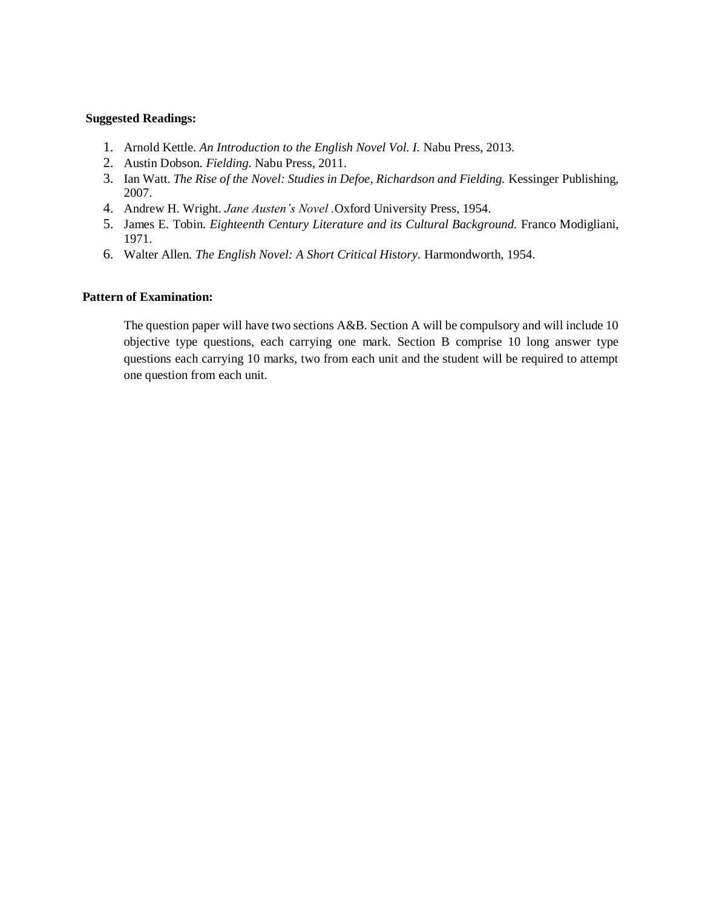**Suggested Readings:**

1. Arnold Kettle. *An Introduction to the English Novel Vol. I.* Nabu Press, 2013.
2. Austin Dobson. *Fielding*. Nabu Press, 2011.
3. Ian Watt. *The Rise of the Novel: Studies in Defoe, Richardson and Fielding.* Kessinger Publishing, 2007.
4. Andrew H. Wright. *Jane Austen's Novel* .Oxford University Press, 1954.
5. James E. Tobin. *Eighteenth Century Literature and its Cultural Background.* Franco Modigliani, 1971.
6. Walter Allen. *The English Novel: A Short Critical History*. Harmondworth, 1954.

**Pattern of Examination:**

The question paper will have two sections A&B. Section A will be compulsory and will include 10 objective type questions, each carrying one mark. Section B comprise 10 long answer type questions each carrying 10 marks, two from each unit and the student will be required to attempt one question from each unit.